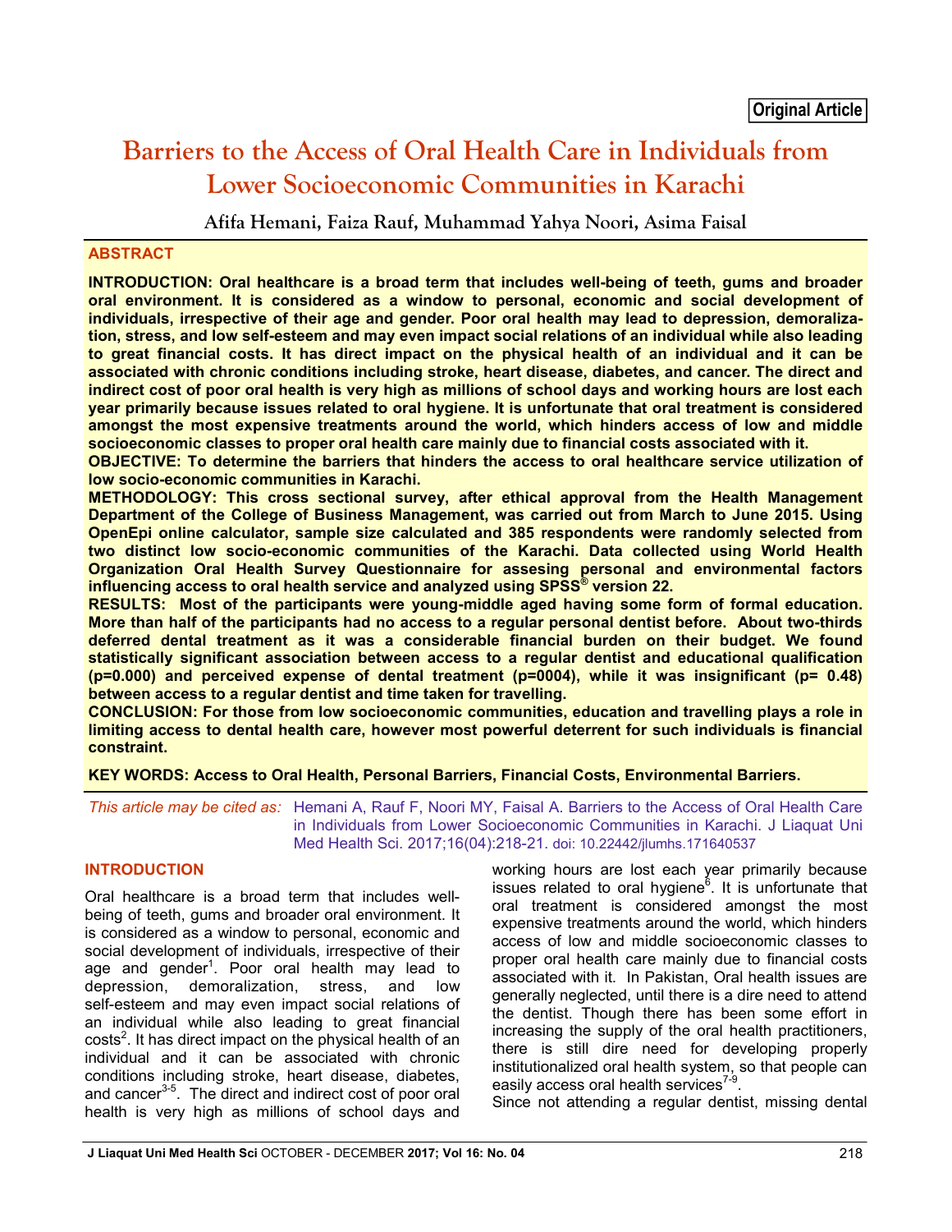Original Article

# Barriers to the Access of Oral Health Care in Individuals from Lower Socioeconomic Communities in Karachi

**Afifa Hemani, Faiza Rauf, Muhammad Yahya Noori, Asima Faisal**

## ABSTRACT

**INTRODUCTION: Oral healthcare is a broad term that includes well-being of teeth, gums and broader oral environment. It is considered as a window to personal, economic and social development of individuals, irrespective of their age and gender. Poor oral health may lead to depression, demoralization, stress, and low self-esteem and may even impact social relations of an individual while also leading to great financial costs. It has direct impact on the physical health of an individual and it can be associated with chronic conditions including stroke, heart disease, diabetes, and cancer. The direct and indirect cost of poor oral health is very high as millions of school days and working hours are lost each year primarily because issues related to oral hygiene. It is unfortunate that oral treatment is considered amongst the most expensive treatments around the world, which hinders access of low and middle socioeconomic classes to proper oral health care mainly due to financial costs associated with it.**

**OBJECTIVE: To determine the barriers that hinders the access to oral healthcare service utilization of low socio-economic communities in Karachi.**

**METHODOLOGY: This cross sectional survey, after ethical approval from the Health Management Department of the College of Business Management, was carried out from March to June 2015. Using OpenEpi online calculator, sample size calculated and 385 respondents were randomly selected from two distinct low socio-economic communities of the Karachi. Data collected using World Health Organization Oral Health Survey Questionnaire for assesing personal and environmental factors influencing access to oral health service and analyzed using SPSS® version 22.**

**RESULTS: Most of the participants were young-middle aged having some form of formal education. More than half of the participants had no access to a regular personal dentist before. About two-thirds deferred dental treatment as it was a considerable financial burden on their budget. We found statistically significant association between access to a regular dentist and educational qualification (p=0.000) and perceived expense of dental treatment (p=0004), while it was insignificant (p= 0.48) between access to a regular dentist and time taken for travelling.**

**CONCLUSION: For those from low socioeconomic communities, education and travelling plays a role in limiting access to dental health care, however most powerful deterrent for such individuals is financial constraint.**

**KEY WORDS: Access to Oral Health, Personal Barriers, Financial Costs, Environmental Barriers.**

*This article may be cited as:* Hemani A, Rauf F, Noori MY, Faisal A. Barriers to the Access of Oral Health Care in Individuals from Lower Socioeconomic Communities in Karachi. J Liaquat Uni Med Health Sci. 2017;16(04):218-21. doi: 10.22442/jlumhs.171640537

## INTRODUCTION

Oral healthcare is a broad term that includes well-being of teeth, gums and broader oral environment. It is considered as a window to personal, economic and social development of individuals, irrespective of their age and gender[1]. Poor oral health may lead to depression, demoralization, stress, and low self-esteem and may even impact social relations of an individual while also leading to great financial costs[2]. It has direct impact on the physical health of an individual and it can be associated with chronic conditions including stroke, heart disease, diabetes, and cancer[3-5]. The direct and indirect cost of poor oral health is very high as millions of school days and working hours are lost each year primarily because issues related to oral hygiene[6]. It is unfortunate that oral treatment is considered amongst the most expensive treatments around the world, which hinders access of low and middle socioeconomic classes to proper oral health care mainly due to financial costs associated with it. In Pakistan, Oral health issues are generally neglected, until there is a dire need to attend the dentist. Though there has been some effort in increasing the supply of the oral health practitioners, there is still dire need for developing properly institutionalized oral health system, so that people can easily access oral health services[7-9].

Since not attending a regular dentist, missing dental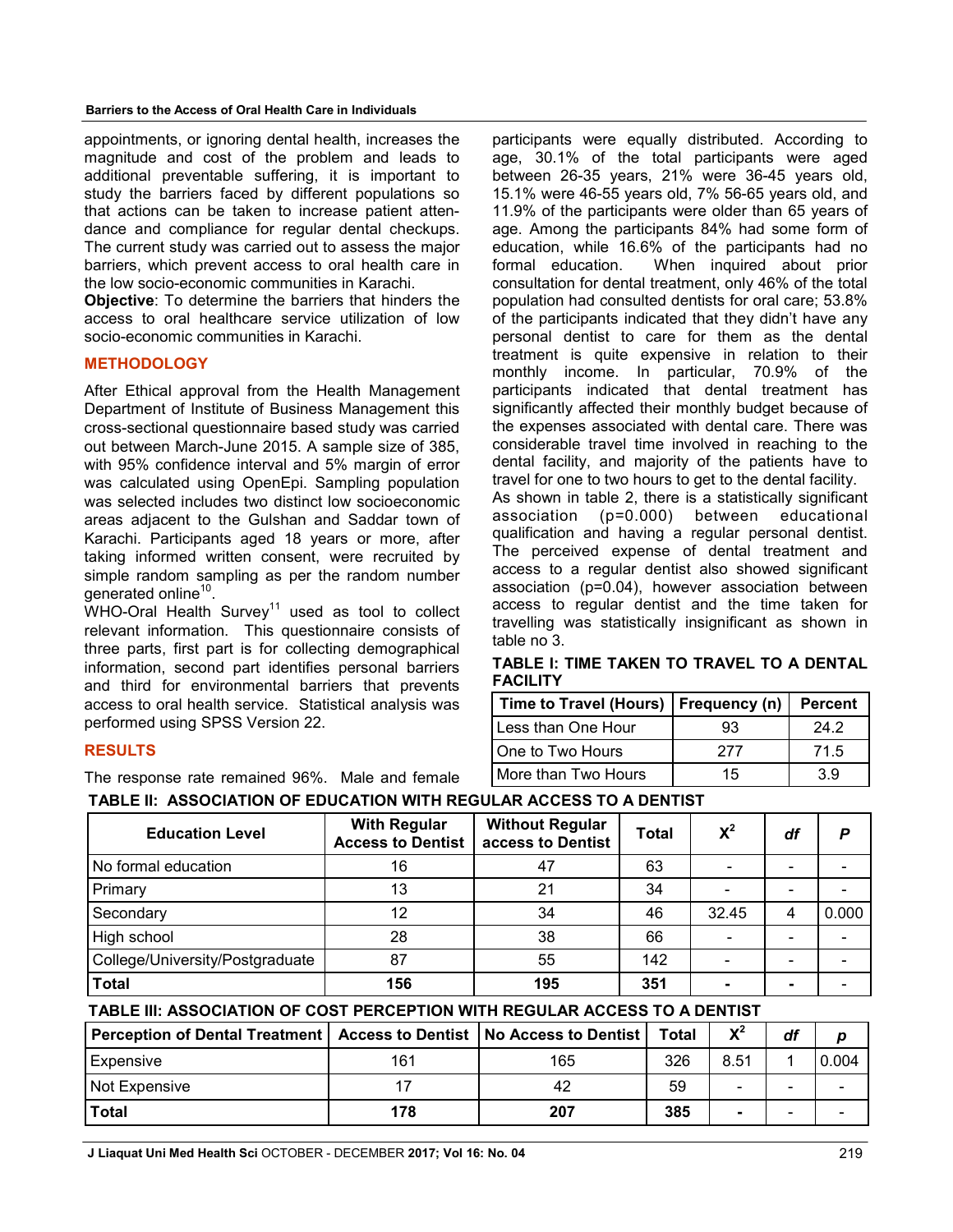appointments, or ignoring dental health, increases the magnitude and cost of the problem and leads to additional preventable suffering, it is important to study the barriers faced by different populations so that actions can be taken to increase patient attendance and compliance for regular dental checkups. The current study was carried out to assess the major barriers, which prevent access to oral health care in the low socio-economic communities in Karachi.

**Objective**: To determine the barriers that hinders the access to oral healthcare service utilization of low socio-economic communities in Karachi.

## METHODOLOGY

After Ethical approval from the Health Management Department of Institute of Business Management this cross-sectional questionnaire based study was carried out between March-June 2015. A sample size of 385, with 95% confidence interval and 5% margin of error was calculated using OpenEpi. Sampling population was selected includes two distinct low socioeconomic areas adjacent to the Gulshan and Saddar town of Karachi. Participants aged 18 years or more, after taking informed written consent, were recruited by simple random sampling as per the random number generated online[10].

WHO-Oral Health Survey[11] used as tool to collect relevant information. This questionnaire consists of three parts, first part is for collecting demographical information, second part identifies personal barriers and third for environmental barriers that prevents access to oral health service. Statistical analysis was performed using SPSS Version 22.

## RESULTS

The response rate remained 96%. Male and female participants were equally distributed. According to age, 30.1% of the total participants were aged between 26-35 years, 21% were 36-45 years old, 15.1% were 46-55 years old, 7% 56-65 years old, and 11.9% of the participants were older than 65 years of age. Among the participants 84% had some form of education, while 16.6% of the participants had no formal education. When inquired about prior consultation for dental treatment, only 46% of the total population had consulted dentists for oral care; 53.8% of the participants indicated that they didn't have any personal dentist to care for them as the dental treatment is quite expensive in relation to their monthly income. In particular, 70.9% of the participants indicated that dental treatment has significantly affected their monthly budget because of the expenses associated with dental care. There was considerable travel time involved in reaching to the dental facility, and majority of the patients have to travel for one to two hours to get to the dental facility.

As shown in table 2, there is a statistically significant association (p=0.000) between educational qualification and having a regular personal dentist. The perceived expense of dental treatment and access to a regular dentist also showed significant association (p=0.04), however association between access to regular dentist and the time taken for travelling was statistically insignificant as shown in table no 3.

**TABLE I: TIME TAKEN TO TRAVEL TO A DENTAL FACILITY**

| Time to Travel (Hours) | Frequency (n) | Percent |
|---|---|---|
| Less than One Hour | 93 | 24.2 |
| One to Two Hours | 277 | 71.5 |
| More than Two Hours | 15 | 3.9 |

**TABLE II: ASSOCIATION OF EDUCATION WITH REGULAR ACCESS TO A DENTIST**

| Education Level | With Regular Access to Dentist | Without Regular access to Dentist | Total | $X^2$ | *df* | *P* |
|---|---|---|---|---|---|---|
| No formal education | 16 | 47 | 63 | - | - | - |
| Primary | 13 | 21 | 34 | - | - | - |
| Secondary | 12 | 34 | 46 | 32.45 | 4 | 0.000 |
| High school | 28 | 38 | 66 | - | - | - |
| College/University/Postgraduate | 87 | 55 | 142 | - | - | - |
| **Total** | **156** | **195** | **351** | - | - | - |

**TABLE III: ASSOCIATION OF COST PERCEPTION WITH REGULAR ACCESS TO A DENTIST**

| Perception of Dental Treatment | Access to Dentist | No Access to Dentist | Total | $X^2$ | *df* | *p* |
|---|---|---|---|---|---|---|
| Expensive | 161 | 165 | 326 | 8.51 | 1 | 0.004 |
| Not Expensive | 17 | 42 | 59 | - | - | - |
| **Total** | **178** | **207** | **385** | - | - | - |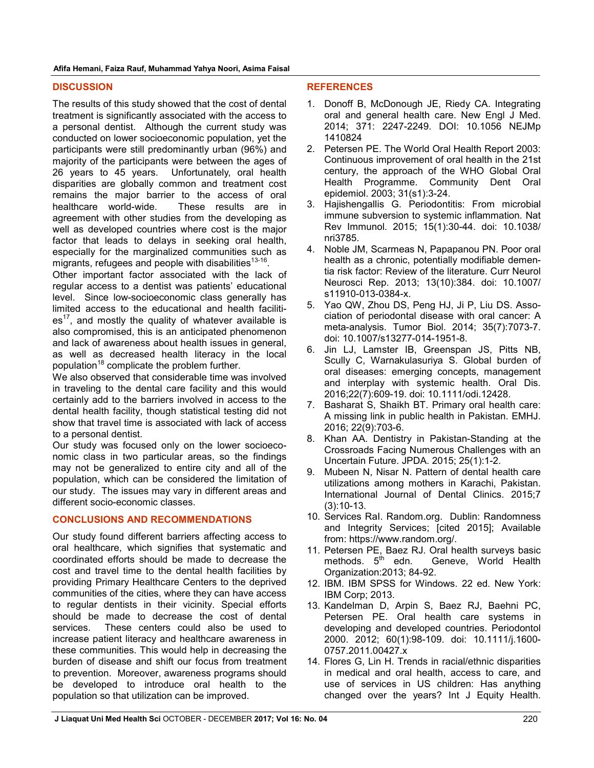## DISCUSSION

The results of this study showed that the cost of dental treatment is significantly associated with the access to a personal dentist. Although the current study was conducted on lower socioeconomic population, yet the participants were still predominantly urban (96%) and majority of the participants were between the ages of 26 years to 45 years. Unfortunately, oral health disparities are globally common and treatment cost remains the major barrier to the access of oral healthcare world-wide. These results are in agreement with other studies from the developing as well as developed countries where cost is the major factor that leads to delays in seeking oral health, especially for the marginalized communities such as migrants, refugees and people with disabilities[13-16].

Other important factor associated with the lack of regular access to a dentist was patients' educational level. Since low-socioeconomic class generally has limited access to the educational and health facilities[17], and mostly the quality of whatever available is also compromised, this is an anticipated phenomenon and lack of awareness about health issues in general, as well as decreased health literacy in the local population[18] complicate the problem further.

We also observed that considerable time was involved in traveling to the dental care facility and this would certainly add to the barriers involved in access to the dental health facility, though statistical testing did not show that travel time is associated with lack of access to a personal dentist.

Our study was focused only on the lower socioeconomic class in two particular areas, so the findings may not be generalized to entire city and all of the population, which can be considered the limitation of our study. The issues may vary in different areas and different socio-economic classes.

## CONCLUSIONS AND RECOMMENDATIONS

Our study found different barriers affecting access to oral healthcare, which signifies that systematic and coordinated efforts should be made to decrease the cost and travel time to the dental health facilities by providing Primary Healthcare Centers to the deprived communities of the cities, where they can have access to regular dentists in their vicinity. Special efforts should be made to decrease the cost of dental services. These centers could also be used to increase patient literacy and healthcare awareness in these communities. This would help in decreasing the burden of disease and shift our focus from treatment to prevention. Moreover, awareness programs should be developed to introduce oral health to the population so that utilization can be improved.

## REFERENCES

1. Donoff B, McDonough JE, Riedy CA. Integrating oral and general health care. New Engl J Med. 2014; 371: 2247-2249. DOI: 10.1056 NEJMp 1410824
2. Petersen PE. The World Oral Health Report 2003: Continuous improvement of oral health in the 21st century, the approach of the WHO Global Oral Health Programme. Community Dent Oral epidemiol. 2003; 31(s1):3-24.
3. Hajishengallis G. Periodontitis: From microbial immune subversion to systemic inflammation. Nat Rev Immunol. 2015; 15(1):30-44. doi: 10.1038/ nri3785.
4. Noble JM, Scarmeas N, Papapanou PN. Poor oral health as a chronic, potentially modifiable dementia risk factor: Review of the literature. Curr Neurol Neurosci Rep. 2013; 13(10):384. doi: 10.1007/ s11910-013-0384-x.
5. Yao QW, Zhou DS, Peng HJ, Ji P, Liu DS. Association of periodontal disease with oral cancer: A meta-analysis. Tumor Biol. 2014; 35(7):7073-7. doi: 10.1007/s13277-014-1951-8.
6. Jin LJ, Lamster IB, Greenspan JS, Pitts NB, Scully C, Warnakulasuriya S. Global burden of oral diseases: emerging concepts, management and interplay with systemic health. Oral Dis. 2016;22(7):609-19. doi: 10.1111/odi.12428.
7. Basharat S, Shaikh BT. Primary oral health care: A missing link in public health in Pakistan. EMHJ. 2016; 22(9):703-6.
8. Khan AA. Dentistry in Pakistan-Standing at the Crossroads Facing Numerous Challenges with an Uncertain Future. JPDA. 2015; 25(1):1-2.
9. Mubeen N, Nisar N. Pattern of dental health care utilizations among mothers in Karachi, Pakistan. International Journal of Dental Clinics. 2015;7 (3):10-13.
10. Services RaI. Random.org. Dublin: Randomness and Integrity Services; [cited 2015]; Available from: https://www.random.org/.
11. Petersen PE, Baez RJ. Oral health surveys basic methods. 5th edn. Geneve, World Health Organization:2013; 84-92.
12. IBM. IBM SPSS for Windows. 22 ed. New York: IBM Corp; 2013.
13. Kandelman D, Arpin S, Baez RJ, Baehni PC, Petersen PE. Oral health care systems in developing and developed countries. Periodontol 2000. 2012; 60(1):98-109. doi: 10.1111/j.1600-0757.2011.00427.x
14. Flores G, Lin H. Trends in racial/ethnic disparities in medical and oral health, access to care, and use of services in US children: Has anything changed over the years? Int J Equity Health.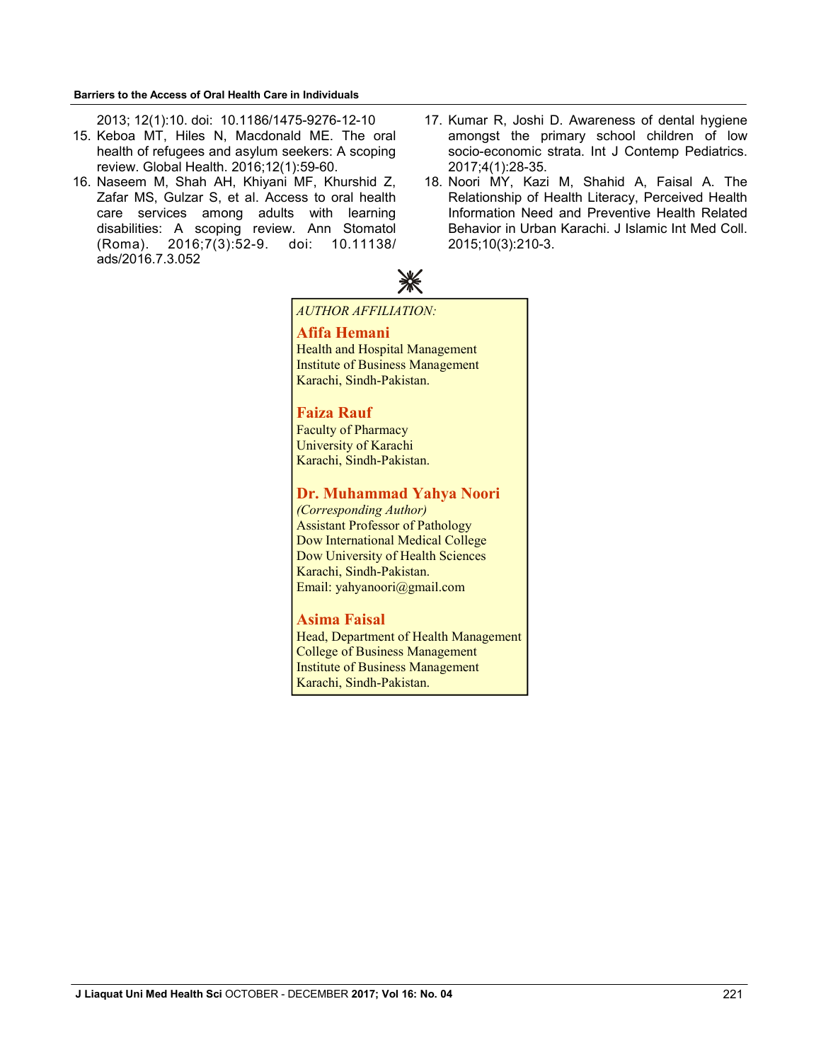2013; 12(1):10. doi: 10.1186/1475-9276-12-10

15. Keboa MT, Hiles N, Macdonald ME. The oral health of refugees and asylum seekers: A scoping review. Global Health. 2016;12(1):59-60.
16. Naseem M, Shah AH, Khiyani MF, Khurshid Z, Zafar MS, Gulzar S, et al. Access to oral health care services among adults with learning disabilities: A scoping review. Ann Stomatol (Roma). 2016;7(3):52-9. doi: 10.11138/ads/2016.7.3.052
17. Kumar R, Joshi D. Awareness of dental hygiene amongst the primary school children of low socio-economic strata. Int J Contemp Pediatrics. 2017;4(1):28-35.
18. Noori MY, Kazi M, Shahid A, Faisal A. The Relationship of Health Literacy, Perceived Health Information Need and Preventive Health Related Behavior in Urban Karachi. J Islamic Int Med Coll. 2015;10(3):210-3.

*AUTHOR AFFILIATION:*

**Afifa Hemani**
Health and Hospital Management
Institute of Business Management
Karachi, Sindh-Pakistan.

**Faiza Rauf**
Faculty of Pharmacy
University of Karachi
Karachi, Sindh-Pakistan.

**Dr. Muhammad Yahya Noori**
*(Corresponding Author)*
Assistant Professor of Pathology
Dow International Medical College
Dow University of Health Sciences
Karachi, Sindh-Pakistan.
Email: yahyanoori@gmail.com

**Asima Faisal**
Head, Department of Health Management
College of Business Management
Institute of Business Management
Karachi, Sindh-Pakistan.